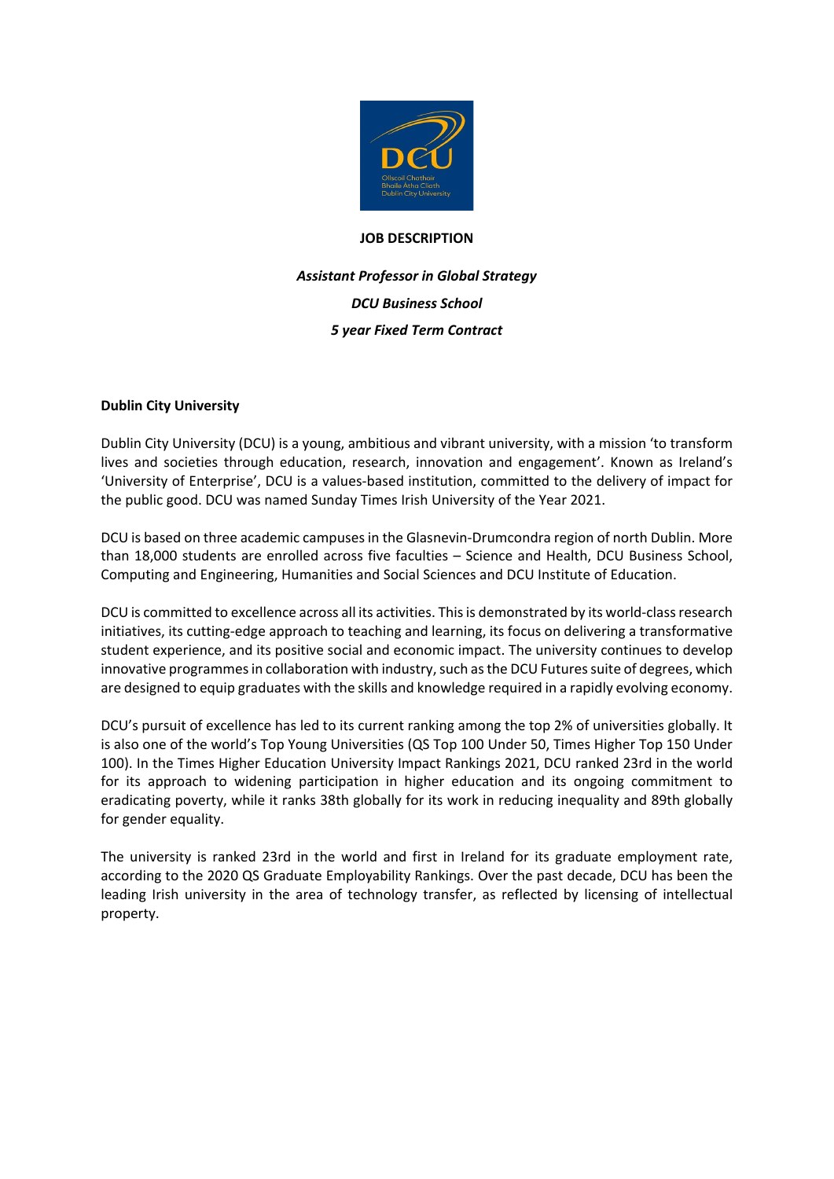**JOB DESCRIPTION**

***Assistant Professor in Global Strategy***

***DCU Business School***

***5 year Fixed Term Contract***

**Dublin City University**

Dublin City University (DCU) is a young, ambitious and vibrant university, with a mission 'to transform lives and societies through education, research, innovation and engagement'. Known as Ireland's 'University of Enterprise', DCU is a values-based institution, committed to the delivery of impact for the public good. DCU was named Sunday Times Irish University of the Year 2021.

DCU is based on three academic campuses in the Glasnevin-Drumcondra region of north Dublin. More than 18,000 students are enrolled across five faculties – Science and Health, DCU Business School, Computing and Engineering, Humanities and Social Sciences and DCU Institute of Education.

DCU is committed to excellence across all its activities. This is demonstrated by its world-class research initiatives, its cutting-edge approach to teaching and learning, its focus on delivering a transformative student experience, and its positive social and economic impact. The university continues to develop innovative programmes in collaboration with industry, such as the DCU Futures suite of degrees, which are designed to equip graduates with the skills and knowledge required in a rapidly evolving economy.

DCU's pursuit of excellence has led to its current ranking among the top 2% of universities globally. It is also one of the world's Top Young Universities (QS Top 100 Under 50, Times Higher Top 150 Under 100). In the Times Higher Education University Impact Rankings 2021, DCU ranked 23rd in the world for its approach to widening participation in higher education and its ongoing commitment to eradicating poverty, while it ranks 38th globally for its work in reducing inequality and 89th globally for gender equality.

The university is ranked 23rd in the world and first in Ireland for its graduate employment rate, according to the 2020 QS Graduate Employability Rankings. Over the past decade, DCU has been the leading Irish university in the area of technology transfer, as reflected by licensing of intellectual property.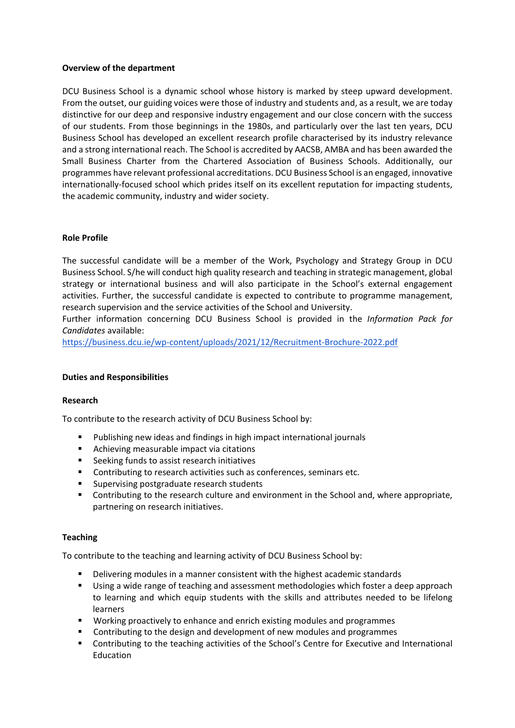**Overview of the department**

DCU Business School is a dynamic school whose history is marked by steep upward development. From the outset, our guiding voices were those of industry and students and, as a result, we are today distinctive for our deep and responsive industry engagement and our close concern with the success of our students. From those beginnings in the 1980s, and particularly over the last ten years, DCU Business School has developed an excellent research profile characterised by its industry relevance and a strong international reach. The School is accredited by AACSB, AMBA and has been awarded the Small Business Charter from the Chartered Association of Business Schools. Additionally, our programmes have relevant professional accreditations. DCU Business School is an engaged, innovative internationally-focused school which prides itself on its excellent reputation for impacting students, the academic community, industry and wider society.

**Role Profile**

The successful candidate will be a member of the Work, Psychology and Strategy Group in DCU Business School. S/he will conduct high quality research and teaching in strategic management, global strategy or international business and will also participate in the School's external engagement activities. Further, the successful candidate is expected to contribute to programme management, research supervision and the service activities of the School and University.

Further information concerning DCU Business School is provided in the *Information Pack for Candidates* available:

https://business.dcu.ie/wp-content/uploads/2021/12/Recruitment-Brochure-2022.pdf

**Duties and Responsibilities**

**Research**

To contribute to the research activity of DCU Business School by:

- Publishing new ideas and findings in high impact international journals
- Achieving measurable impact via citations
- Seeking funds to assist research initiatives
- Contributing to research activities such as conferences, seminars etc.
- Supervising postgraduate research students
- Contributing to the research culture and environment in the School and, where appropriate, partnering on research initiatives.

**Teaching**

To contribute to the teaching and learning activity of DCU Business School by:

- Delivering modules in a manner consistent with the highest academic standards
- Using a wide range of teaching and assessment methodologies which foster a deep approach to learning and which equip students with the skills and attributes needed to be lifelong learners
- Working proactively to enhance and enrich existing modules and programmes
- Contributing to the design and development of new modules and programmes
- Contributing to the teaching activities of the School's Centre for Executive and International Education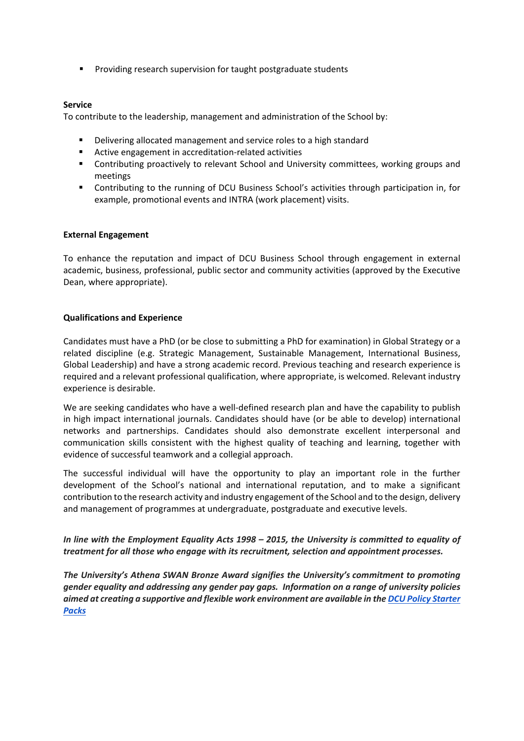- Providing research supervision for taught postgraduate students

**Service**

To contribute to the leadership, management and administration of the School by:

- Delivering allocated management and service roles to a high standard
- Active engagement in accreditation-related activities
- Contributing proactively to relevant School and University committees, working groups and meetings
- Contributing to the running of DCU Business School's activities through participation in, for example, promotional events and INTRA (work placement) visits.

**External Engagement**

To enhance the reputation and impact of DCU Business School through engagement in external academic, business, professional, public sector and community activities (approved by the Executive Dean, where appropriate).

**Qualifications and Experience**

Candidates must have a PhD (or be close to submitting a PhD for examination) in Global Strategy or a related discipline (e.g. Strategic Management, Sustainable Management, International Business, Global Leadership) and have a strong academic record. Previous teaching and research experience is required and a relevant professional qualification, where appropriate, is welcomed. Relevant industry experience is desirable.

We are seeking candidates who have a well-defined research plan and have the capability to publish in high impact international journals. Candidates should have (or be able to develop) international networks and partnerships. Candidates should also demonstrate excellent interpersonal and communication skills consistent with the highest quality of teaching and learning, together with evidence of successful teamwork and a collegial approach.

The successful individual will have the opportunity to play an important role in the further development of the School's national and international reputation, and to make a significant contribution to the research activity and industry engagement of the School and to the design, delivery and management of programmes at undergraduate, postgraduate and executive levels.

***In line with the Employment Equality Acts 1998 – 2015, the University is committed to equality of treatment for all those who engage with its recruitment, selection and appointment processes.***

***The University's Athena SWAN Bronze Award signifies the University's commitment to promoting gender equality and addressing any gender pay gaps. Information on a range of university policies aimed at creating a supportive and flexible work environment are available in the DCU Policy Starter Packs***